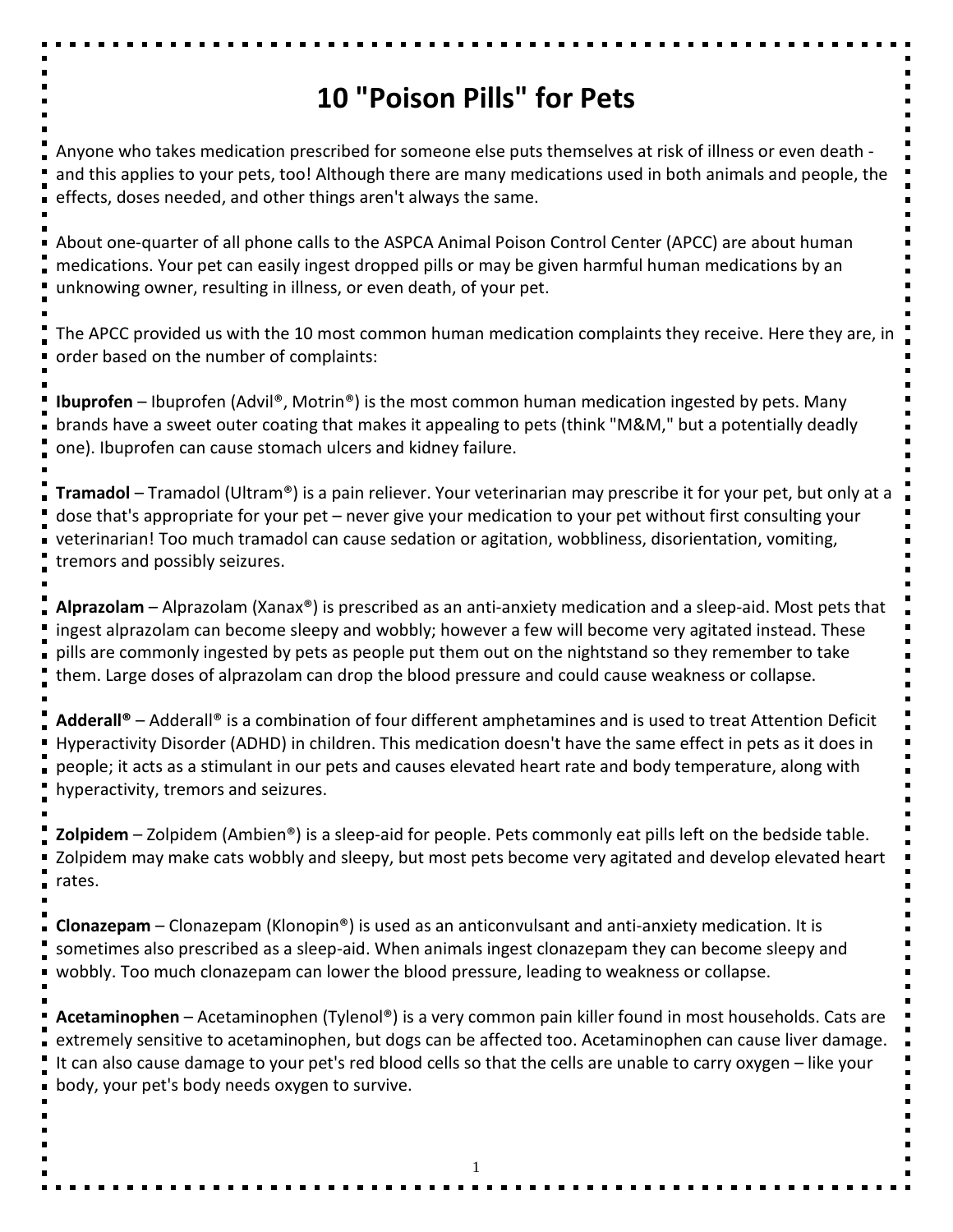# 10 "Poison Pills" for Pets

Anyone who takes medication prescribed for someone else puts themselves at risk of illness or even death - and this applies to your pets, too! Although there are many medications used in both animals and people, the effects, doses needed, and other things aren't always the same.

About one-quarter of all phone calls to the ASPCA Animal Poison Control Center (APCC) are about human medications. Your pet can easily ingest dropped pills or may be given harmful human medications by an unknowing owner, resulting in illness, or even death, of your pet.

The APCC provided us with the 10 most common human medication complaints they receive. Here they are, in order based on the number of complaints:

**Ibuprofen** – Ibuprofen (Advil®, Motrin®) is the most common human medication ingested by pets. Many brands have a sweet outer coating that makes it appealing to pets (think "M&M," but a potentially deadly one). Ibuprofen can cause stomach ulcers and kidney failure.

**Tramadol** – Tramadol (Ultram®) is a pain reliever. Your veterinarian may prescribe it for your pet, but only at a dose that's appropriate for your pet – never give your medication to your pet without first consulting your veterinarian! Too much tramadol can cause sedation or agitation, wobbliness, disorientation, vomiting, tremors and possibly seizures.

**Alprazolam** – Alprazolam (Xanax®) is prescribed as an anti-anxiety medication and a sleep-aid. Most pets that ingest alprazolam can become sleepy and wobbly; however a few will become very agitated instead. These pills are commonly ingested by pets as people put them out on the nightstand so they remember to take them. Large doses of alprazolam can drop the blood pressure and could cause weakness or collapse.

**Adderall®** – Adderall® is a combination of four different amphetamines and is used to treat Attention Deficit Hyperactivity Disorder (ADHD) in children. This medication doesn't have the same effect in pets as it does in people; it acts as a stimulant in our pets and causes elevated heart rate and body temperature, along with hyperactivity, tremors and seizures.

**Zolpidem** – Zolpidem (Ambien®) is a sleep-aid for people. Pets commonly eat pills left on the bedside table. Zolpidem may make cats wobbly and sleepy, but most pets become very agitated and develop elevated heart rates.

**Clonazepam** – Clonazepam (Klonopin®) is used as an anticonvulsant and anti-anxiety medication. It is sometimes also prescribed as a sleep-aid. When animals ingest clonazepam they can become sleepy and wobbly. Too much clonazepam can lower the blood pressure, leading to weakness or collapse.

**Acetaminophen** – Acetaminophen (Tylenol®) is a very common pain killer found in most households. Cats are extremely sensitive to acetaminophen, but dogs can be affected too. Acetaminophen can cause liver damage. It can also cause damage to your pet's red blood cells so that the cells are unable to carry oxygen – like your body, your pet's body needs oxygen to survive.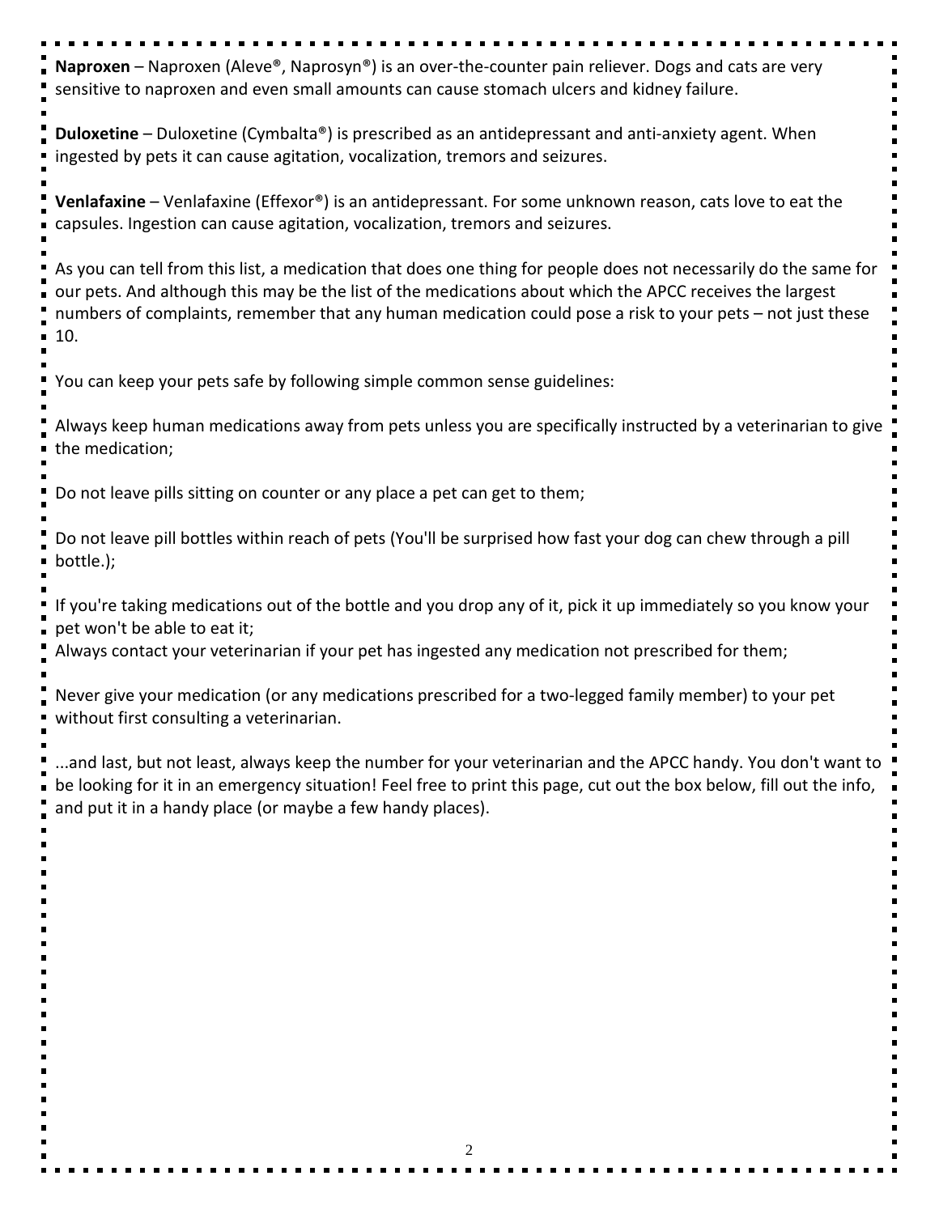**Naproxen** – Naproxen (Aleve®, Naprosyn®) is an over-the-counter pain reliever. Dogs and cats are very sensitive to naproxen and even small amounts can cause stomach ulcers and kidney failure.

**Duloxetine** – Duloxetine (Cymbalta®) is prescribed as an antidepressant and anti-anxiety agent. When ingested by pets it can cause agitation, vocalization, tremors and seizures.

**Venlafaxine** – Venlafaxine (Effexor®) is an antidepressant. For some unknown reason, cats love to eat the capsules. Ingestion can cause agitation, vocalization, tremors and seizures.

As you can tell from this list, a medication that does one thing for people does not necessarily do the same for our pets. And although this may be the list of the medications about which the APCC receives the largest numbers of complaints, remember that any human medication could pose a risk to your pets – not just these 10.

You can keep your pets safe by following simple common sense guidelines:

Always keep human medications away from pets unless you are specifically instructed by a veterinarian to give the medication;

Do not leave pills sitting on counter or any place a pet can get to them;

Do not leave pill bottles within reach of pets (You'll be surprised how fast your dog can chew through a pill bottle.);

If you're taking medications out of the bottle and you drop any of it, pick it up immediately so you know your pet won't be able to eat it;
Always contact your veterinarian if your pet has ingested any medication not prescribed for them;

Never give your medication (or any medications prescribed for a two-legged family member) to your pet without first consulting a veterinarian.

...and last, but not least, always keep the number for your veterinarian and the APCC handy. You don't want to be looking for it in an emergency situation! Feel free to print this page, cut out the box below, fill out the info, and put it in a handy place (or maybe a few handy places).